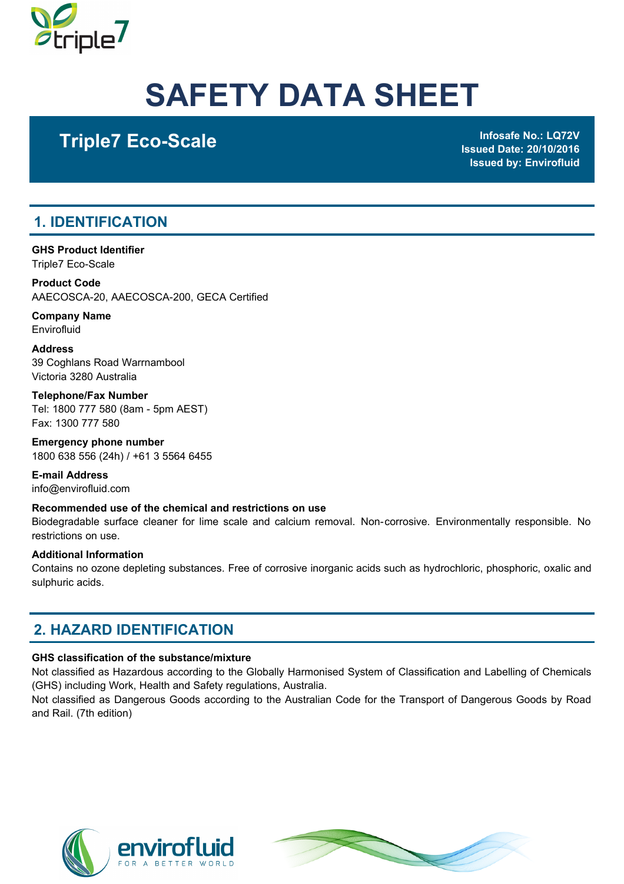# SAFETY DATA SHEET

## Triple7 Eco-Scale

**Infosafe No.: LQ72V**
**Issued Date: 20/10/2016**
**Issued by: Envirofluid**

## 1. IDENTIFICATION

**GHS Product Identifier**
Triple7 Eco-Scale

**Product Code**
AAECOSCA-20, AAECOSCA-200, GECA Certified

**Company Name**
Envirofluid

**Address**
39 Coghlans Road Warrnambool
Victoria 3280 Australia

**Telephone/Fax Number**
Tel: 1800 777 580 (8am - 5pm AEST)
Fax: 1300 777 580

**Emergency phone number**
1800 638 556 (24h) / +61 3 5564 6455

**E-mail Address**
info@envirofluid.com

**Recommended use of the chemical and restrictions on use**
Biodegradable surface cleaner for lime scale and calcium removal. Non-corrosive. Environmentally responsible. No restrictions on use.

**Additional Information**
Contains no ozone depleting substances. Free of corrosive inorganic acids such as hydrochloric, phosphoric, oxalic and sulphuric acids.

## 2. HAZARD IDENTIFICATION

**GHS classification of the substance/mixture**
Not classified as Hazardous according to the Globally Harmonised System of Classification and Labelling of Chemicals (GHS) including Work, Health and Safety regulations, Australia.
Not classified as Dangerous Goods according to the Australian Code for the Transport of Dangerous Goods by Road and Rail. (7th edition)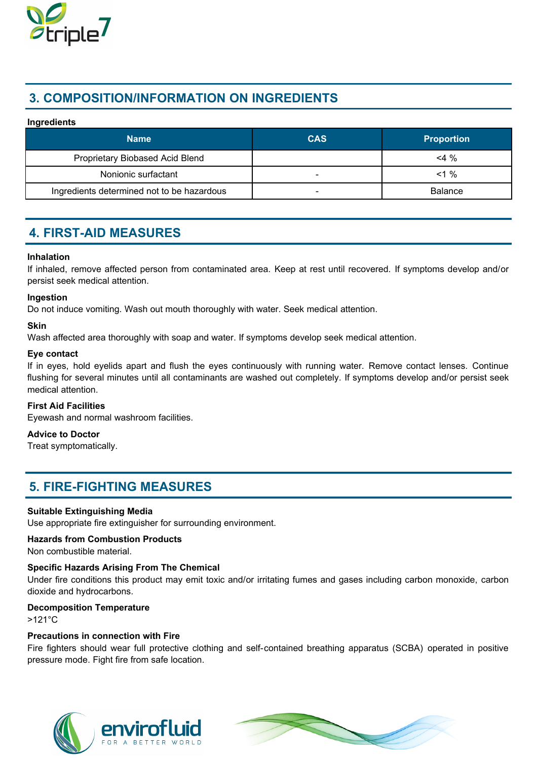## 3. COMPOSITION/INFORMATION ON INGREDIENTS

**Ingredients**

| Name | CAS | Proportion |
|---|---|---|
| Proprietary Biobased Acid Blend | | <4 % |
| Nonionic surfactant | - | <1 % |
| Ingredients determined not to be hazardous | - | Balance |

## 4. FIRST-AID MEASURES

**Inhalation**
If inhaled, remove affected person from contaminated area. Keep at rest until recovered. If symptoms develop and/or persist seek medical attention.

**Ingestion**
Do not induce vomiting. Wash out mouth thoroughly with water. Seek medical attention.

**Skin**
Wash affected area thoroughly with soap and water. If symptoms develop seek medical attention.

**Eye contact**
If in eyes, hold eyelids apart and flush the eyes continuously with running water. Remove contact lenses. Continue flushing for several minutes until all contaminants are washed out completely. If symptoms develop and/or persist seek medical attention.

**First Aid Facilities**
Eyewash and normal washroom facilities.

**Advice to Doctor**
Treat symptomatically.

## 5. FIRE-FIGHTING MEASURES

**Suitable Extinguishing Media**
Use appropriate fire extinguisher for surrounding environment.

**Hazards from Combustion Products**
Non combustible material.

**Specific Hazards Arising From The Chemical**
Under fire conditions this product may emit toxic and/or irritating fumes and gases including carbon monoxide, carbon dioxide and hydrocarbons.

**Decomposition Temperature**
>121°C

**Precautions in connection with Fire**
Fire fighters should wear full protective clothing and self-contained breathing apparatus (SCBA) operated in positive pressure mode. Fight fire from safe location.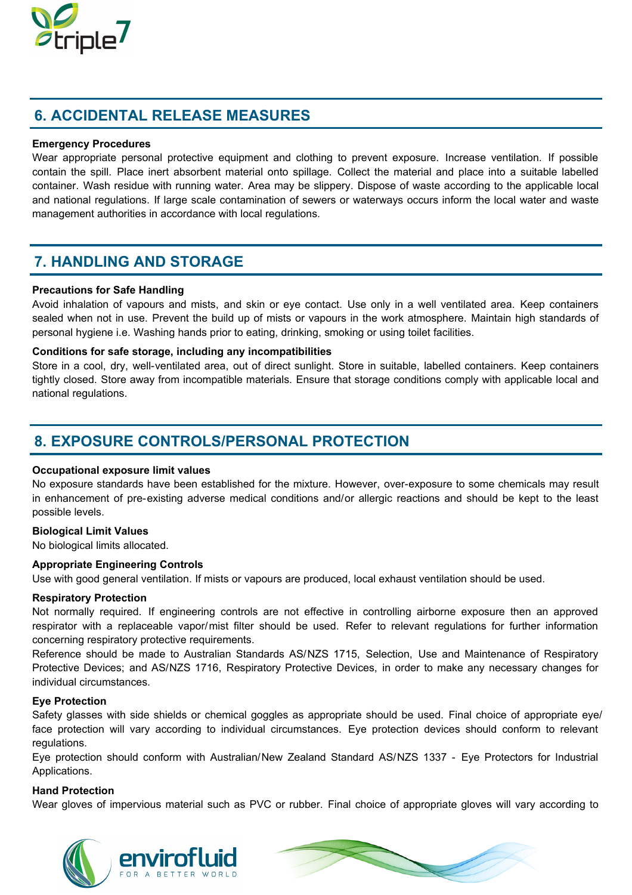## 6. ACCIDENTAL RELEASE MEASURES

**Emergency Procedures**

Wear appropriate personal protective equipment and clothing to prevent exposure. Increase ventilation. If possible contain the spill. Place inert absorbent material onto spillage. Collect the material and place into a suitable labelled container. Wash residue with running water. Area may be slippery. Dispose of waste according to the applicable local and national regulations. If large scale contamination of sewers or waterways occurs inform the local water and waste management authorities in accordance with local regulations.

## 7. HANDLING AND STORAGE

**Precautions for Safe Handling**

Avoid inhalation of vapours and mists, and skin or eye contact. Use only in a well ventilated area. Keep containers sealed when not in use. Prevent the build up of mists or vapours in the work atmosphere. Maintain high standards of personal hygiene i.e. Washing hands prior to eating, drinking, smoking or using toilet facilities.

**Conditions for safe storage, including any incompatibilities**

Store in a cool, dry, well-ventilated area, out of direct sunlight. Store in suitable, labelled containers. Keep containers tightly closed. Store away from incompatible materials. Ensure that storage conditions comply with applicable local and national regulations.

## 8. EXPOSURE CONTROLS/PERSONAL PROTECTION

**Occupational exposure limit values**

No exposure standards have been established for the mixture. However, over-exposure to some chemicals may result in enhancement of pre-existing adverse medical conditions and/or allergic reactions and should be kept to the least possible levels.

**Biological Limit Values**

No biological limits allocated.

**Appropriate Engineering Controls**

Use with good general ventilation. If mists or vapours are produced, local exhaust ventilation should be used.

**Respiratory Protection**

Not normally required. If engineering controls are not effective in controlling airborne exposure then an approved respirator with a replaceable vapor/mist filter should be used. Refer to relevant regulations for further information concerning respiratory protective requirements.

Reference should be made to Australian Standards AS/NZS 1715, Selection, Use and Maintenance of Respiratory Protective Devices; and AS/NZS 1716, Respiratory Protective Devices, in order to make any necessary changes for individual circumstances.

**Eye Protection**

Safety glasses with side shields or chemical goggles as appropriate should be used. Final choice of appropriate eye/face protection will vary according to individual circumstances. Eye protection devices should conform to relevant regulations.

Eye protection should conform with Australian/New Zealand Standard AS/NZS 1337 - Eye Protectors for Industrial Applications.

**Hand Protection**

Wear gloves of impervious material such as PVC or rubber. Final choice of appropriate gloves will vary according to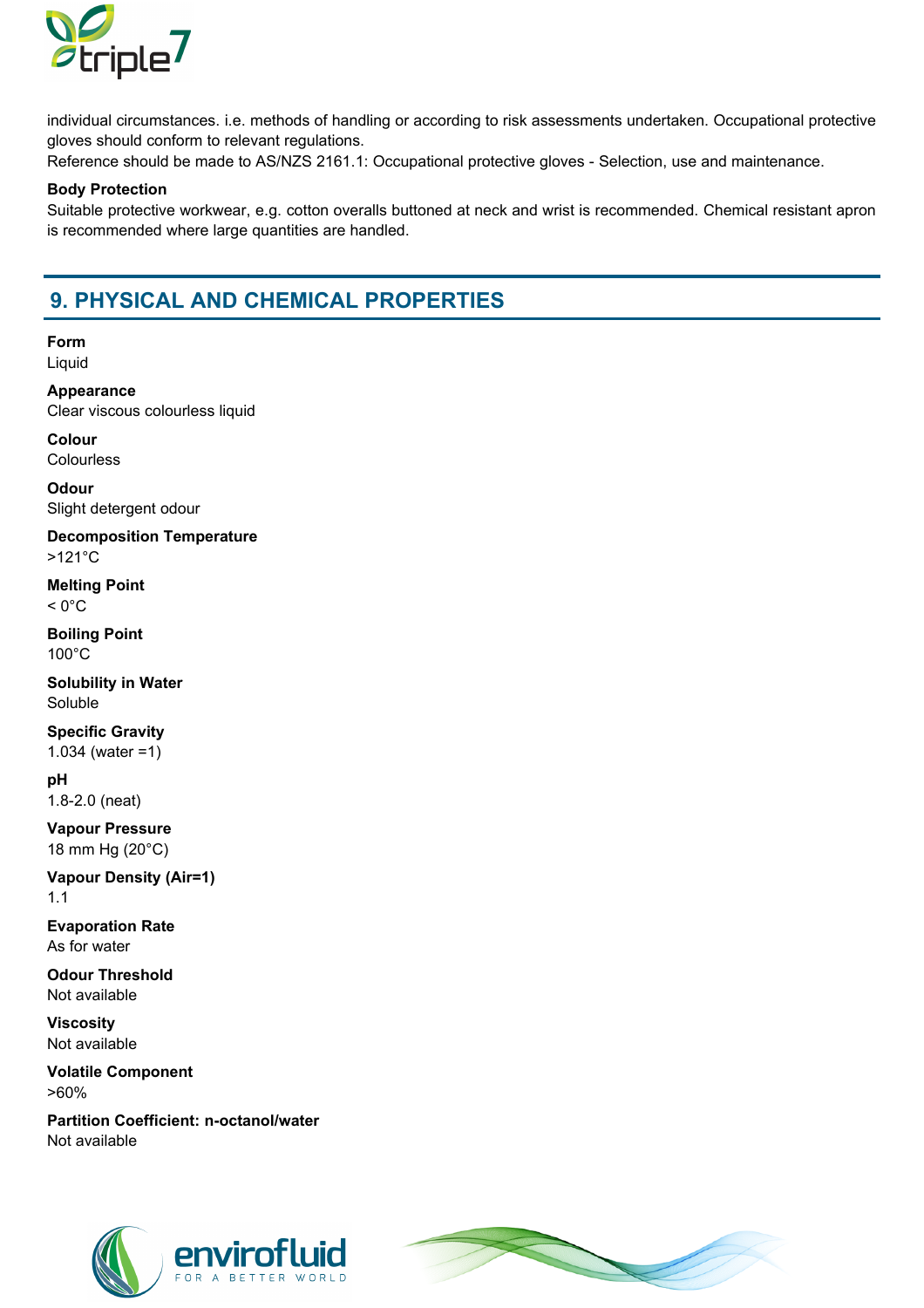individual circumstances. i.e. methods of handling or according to risk assessments undertaken. Occupational protective gloves should conform to relevant regulations.
Reference should be made to AS/NZS 2161.1: Occupational protective gloves - Selection, use and maintenance.

**Body Protection**
Suitable protective workwear, e.g. cotton overalls buttoned at neck and wrist is recommended. Chemical resistant apron is recommended where large quantities are handled.

## 9. PHYSICAL AND CHEMICAL PROPERTIES

**Form**
Liquid

**Appearance**
Clear viscous colourless liquid

**Colour**
Colourless

**Odour**
Slight detergent odour

**Decomposition Temperature**
>121°C

**Melting Point**
< 0°C

**Boiling Point**
100°C

**Solubility in Water**
Soluble

**Specific Gravity**
1.034 (water =1)

**pH**
1.8-2.0 (neat)

**Vapour Pressure**
18 mm Hg (20°C)

**Vapour Density (Air=1)**
1.1

**Evaporation Rate**
As for water

**Odour Threshold**
Not available

**Viscosity**
Not available

**Volatile Component**
>60%

**Partition Coefficient: n-octanol/water**
Not available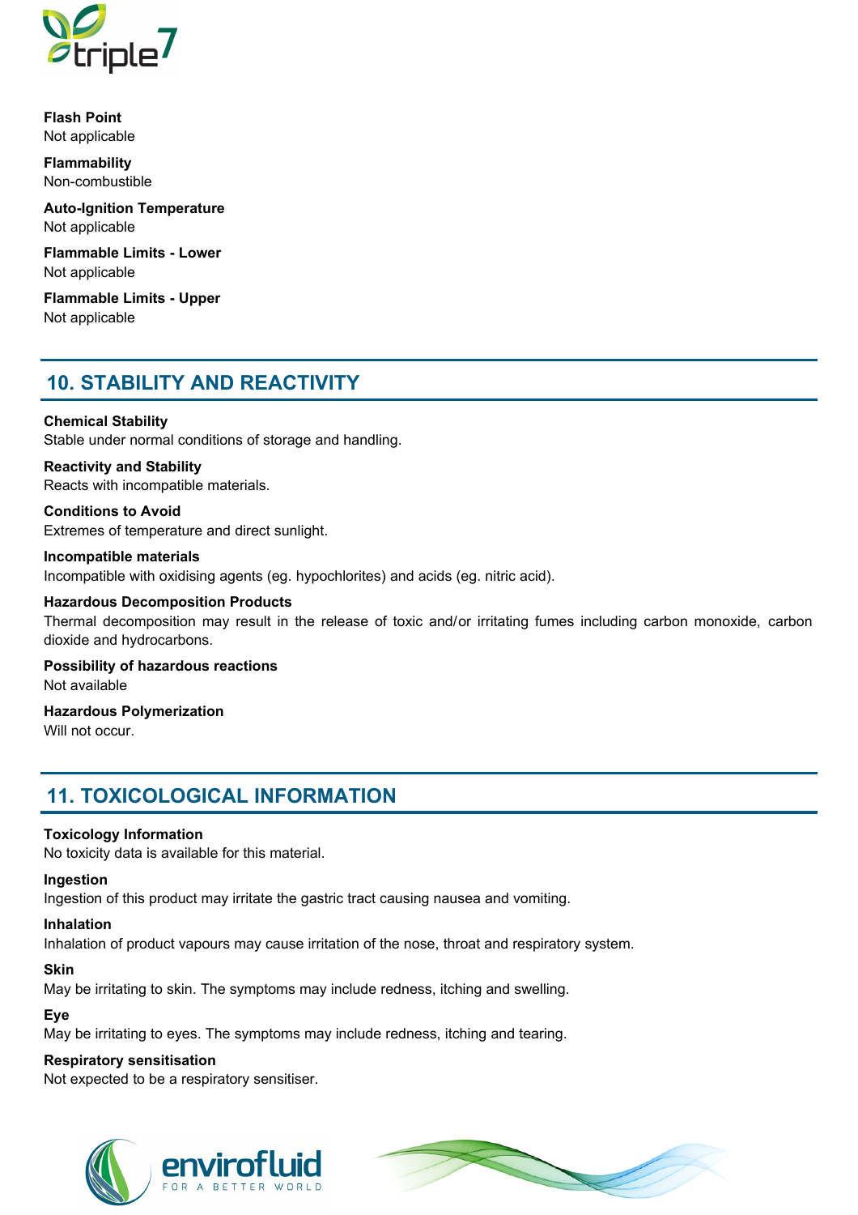**Flash Point**
Not applicable

**Flammability**
Non-combustible

**Auto-Ignition Temperature**
Not applicable

**Flammable Limits - Lower**
Not applicable

**Flammable Limits - Upper**
Not applicable

## 10. STABILITY AND REACTIVITY

**Chemical Stability**
Stable under normal conditions of storage and handling.

**Reactivity and Stability**
Reacts with incompatible materials.

**Conditions to Avoid**
Extremes of temperature and direct sunlight.

**Incompatible materials**
Incompatible with oxidising agents (eg. hypochlorites) and acids (eg. nitric acid).

**Hazardous Decomposition Products**
Thermal decomposition may result in the release of toxic and/or irritating fumes including carbon monoxide, carbon dioxide and hydrocarbons.

**Possibility of hazardous reactions**
Not available

**Hazardous Polymerization**
Will not occur.

## 11. TOXICOLOGICAL INFORMATION

**Toxicology Information**
No toxicity data is available for this material.

**Ingestion**
Ingestion of this product may irritate the gastric tract causing nausea and vomiting.

**Inhalation**
Inhalation of product vapours may cause irritation of the nose, throat and respiratory system.

**Skin**
May be irritating to skin. The symptoms may include redness, itching and swelling.

**Eye**
May be irritating to eyes. The symptoms may include redness, itching and tearing.

**Respiratory sensitisation**
Not expected to be a respiratory sensitiser.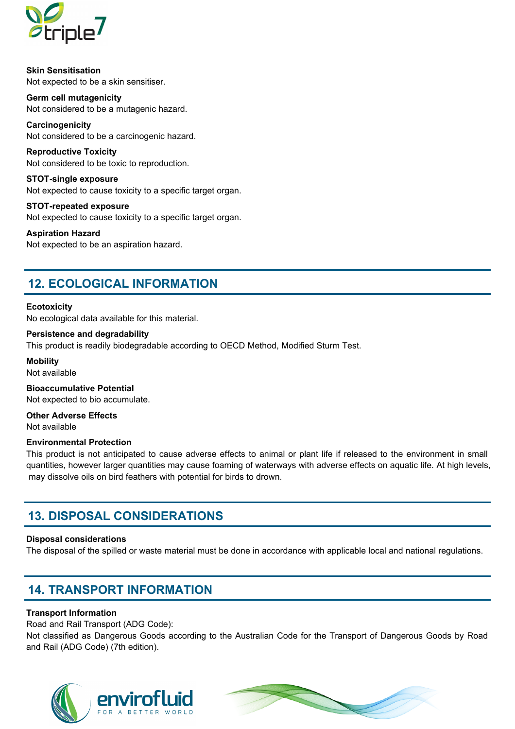**Skin Sensitisation**
Not expected to be a skin sensitiser.

**Germ cell mutagenicity**
Not considered to be a mutagenic hazard.

**Carcinogenicity**
Not considered to be a carcinogenic hazard.

**Reproductive Toxicity**
Not considered to be toxic to reproduction.

**STOT-single exposure**
Not expected to cause toxicity to a specific target organ.

**STOT-repeated exposure**
Not expected to cause toxicity to a specific target organ.

**Aspiration Hazard**
Not expected to be an aspiration hazard.

## 12. ECOLOGICAL INFORMATION

**Ecotoxicity**
No ecological data available for this material.

**Persistence and degradability**
This product is readily biodegradable according to OECD Method, Modified Sturm Test.

**Mobility**
Not available

**Bioaccumulative Potential**
Not expected to bio accumulate.

**Other Adverse Effects**
Not available

**Environmental Protection**
This product is not anticipated to cause adverse effects to animal or plant life if released to the environment in small quantities, however larger quantities may cause foaming of waterways with adverse effects on aquatic life. At high levels, may dissolve oils on bird feathers with potential for birds to drown.

## 13. DISPOSAL CONSIDERATIONS

**Disposal considerations**
The disposal of the spilled or waste material must be done in accordance with applicable local and national regulations.

## 14. TRANSPORT INFORMATION

**Transport Information**
Road and Rail Transport (ADG Code):
Not classified as Dangerous Goods according to the Australian Code for the Transport of Dangerous Goods by Road and Rail (ADG Code) (7th edition).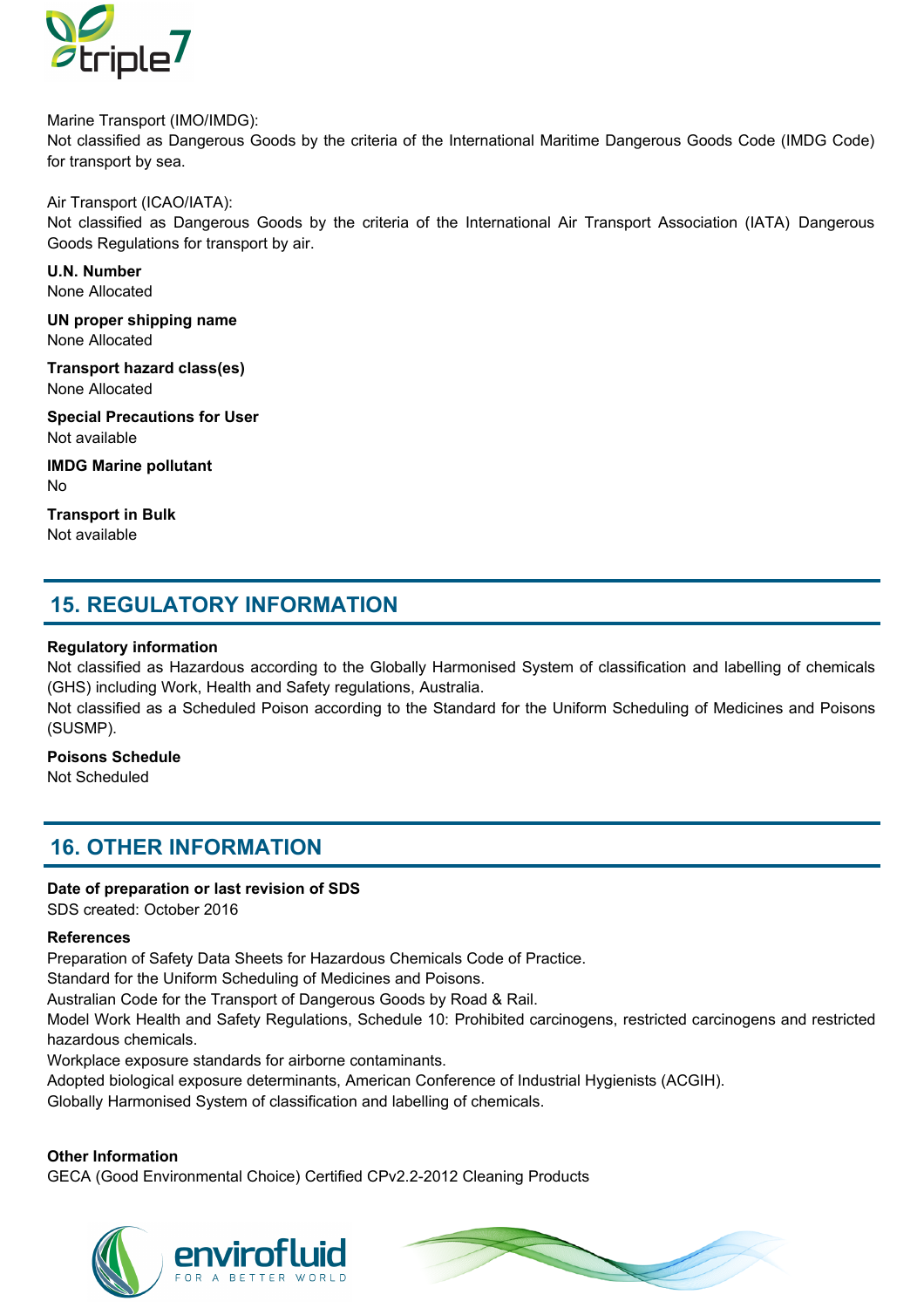Marine Transport (IMO/IMDG):
Not classified as Dangerous Goods by the criteria of the International Maritime Dangerous Goods Code (IMDG Code) for transport by sea.

Air Transport (ICAO/IATA):
Not classified as Dangerous Goods by the criteria of the International Air Transport Association (IATA) Dangerous Goods Regulations for transport by air.

**U.N. Number**
None Allocated

**UN proper shipping name**
None Allocated

**Transport hazard class(es)**
None Allocated

**Special Precautions for User**
Not available

**IMDG Marine pollutant**
No

**Transport in Bulk**
Not available

## 15. REGULATORY INFORMATION

**Regulatory information**
Not classified as Hazardous according to the Globally Harmonised System of classification and labelling of chemicals (GHS) including Work, Health and Safety regulations, Australia.
Not classified as a Scheduled Poison according to the Standard for the Uniform Scheduling of Medicines and Poisons (SUSMP).

**Poisons Schedule**
Not Scheduled

## 16. OTHER INFORMATION

**Date of preparation or last revision of SDS**
SDS created: October 2016

**References**
Preparation of Safety Data Sheets for Hazardous Chemicals Code of Practice.
Standard for the Uniform Scheduling of Medicines and Poisons.
Australian Code for the Transport of Dangerous Goods by Road & Rail.
Model Work Health and Safety Regulations, Schedule 10: Prohibited carcinogens, restricted carcinogens and restricted hazardous chemicals.
Workplace exposure standards for airborne contaminants.
Adopted biological exposure determinants, American Conference of Industrial Hygienists (ACGIH).
Globally Harmonised System of classification and labelling of chemicals.

**Other Information**
GECA (Good Environmental Choice) Certified CPv2.2-2012 Cleaning Products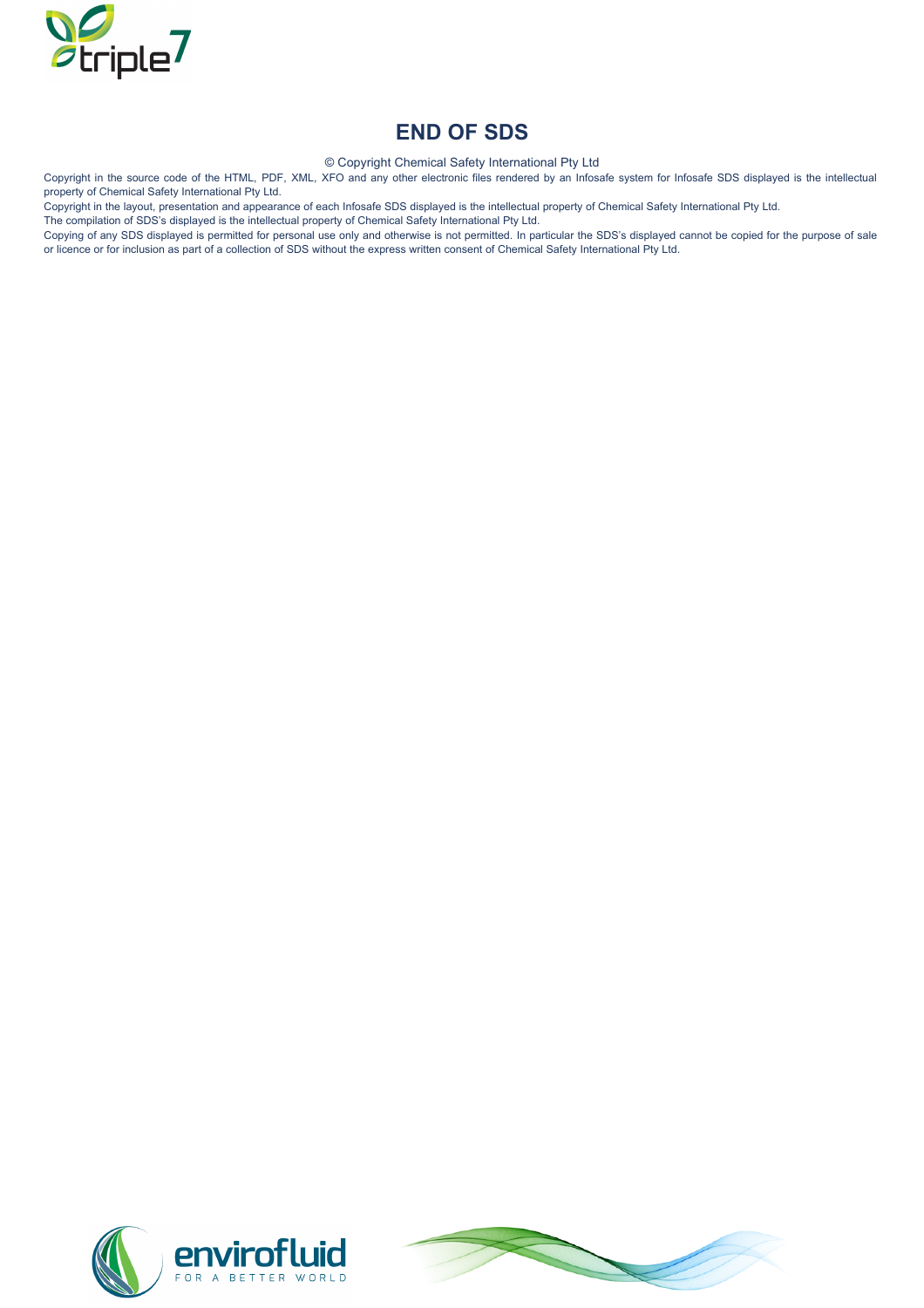# END OF SDS

© Copyright Chemical Safety International Pty Ltd

Copyright in the source code of the HTML, PDF, XML, XFO and any other electronic files rendered by an Infosafe system for Infosafe SDS displayed is the intellectual property of Chemical Safety International Pty Ltd.

Copyright in the layout, presentation and appearance of each Infosafe SDS displayed is the intellectual property of Chemical Safety International Pty Ltd.

The compilation of SDS's displayed is the intellectual property of Chemical Safety International Pty Ltd.

Copying of any SDS displayed is permitted for personal use only and otherwise is not permitted. In particular the SDS's displayed cannot be copied for the purpose of sale or licence or for inclusion as part of a collection of SDS without the express written consent of Chemical Safety International Pty Ltd.